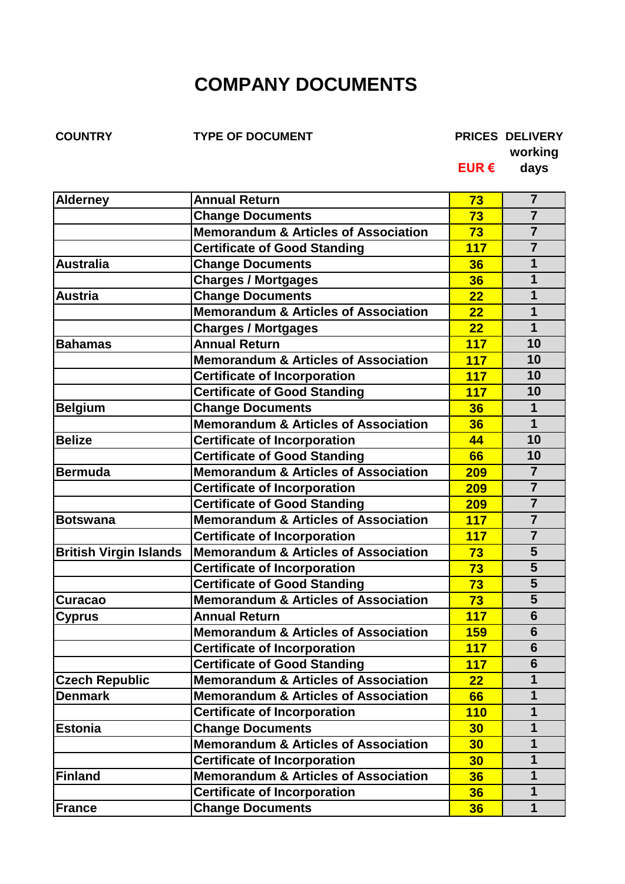# COMPANY DOCUMENTS

| COUNTRY | TYPE OF DOCUMENT | PRICES<br>EUR € | DELIVERY<br>working days |
|---|---|---|---|
| Alderney | Annual Return | 73 | 7 |
| | Change Documents | 73 | 7 |
| | Memorandum & Articles of Association | 73 | 7 |
| | Certificate of Good Standing | 117 | 7 |
| Australia | Change Documents | 36 | 1 |
| | Charges / Mortgages | 36 | 1 |
| Austria | Change Documents | 22 | 1 |
| | Memorandum & Articles of Association | 22 | 1 |
| | Charges / Mortgages | 22 | 1 |
| Bahamas | Annual Return | 117 | 10 |
| | Memorandum & Articles of Association | 117 | 10 |
| | Certificate of Incorporation | 117 | 10 |
| | Certificate of Good Standing | 117 | 10 |
| Belgium | Change Documents | 36 | 1 |
| | Memorandum & Articles of Association | 36 | 1 |
| Belize | Certificate of Incorporation | 44 | 10 |
| | Certificate of Good Standing | 66 | 10 |
| Bermuda | Memorandum & Articles of Association | 209 | 7 |
| | Certificate of Incorporation | 209 | 7 |
| | Certificate of Good Standing | 209 | 7 |
| Botswana | Memorandum & Articles of Association | 117 | 7 |
| | Certificate of Incorporation | 117 | 7 |
| British Virgin Islands | Memorandum & Articles of Association | 73 | 5 |
| | Certificate of Incorporation | 73 | 5 |
| | Certificate of Good Standing | 73 | 5 |
| Curacao | Memorandum & Articles of Association | 73 | 5 |
| Cyprus | Annual Return | 117 | 6 |
| | Memorandum & Articles of Association | 159 | 6 |
| | Certificate of Incorporation | 117 | 6 |
| | Certificate of Good Standing | 117 | 6 |
| Czech Republic | Memorandum & Articles of Association | 22 | 1 |
| Denmark | Memorandum & Articles of Association | 66 | 1 |
| | Certificate of Incorporation | 110 | 1 |
| Estonia | Change Documents | 30 | 1 |
| | Memorandum & Articles of Association | 30 | 1 |
| | Certificate of Incorporation | 30 | 1 |
| Finland | Memorandum & Articles of Association | 36 | 1 |
| | Certificate of Incorporation | 36 | 1 |
| France | Change Documents | 36 | 1 |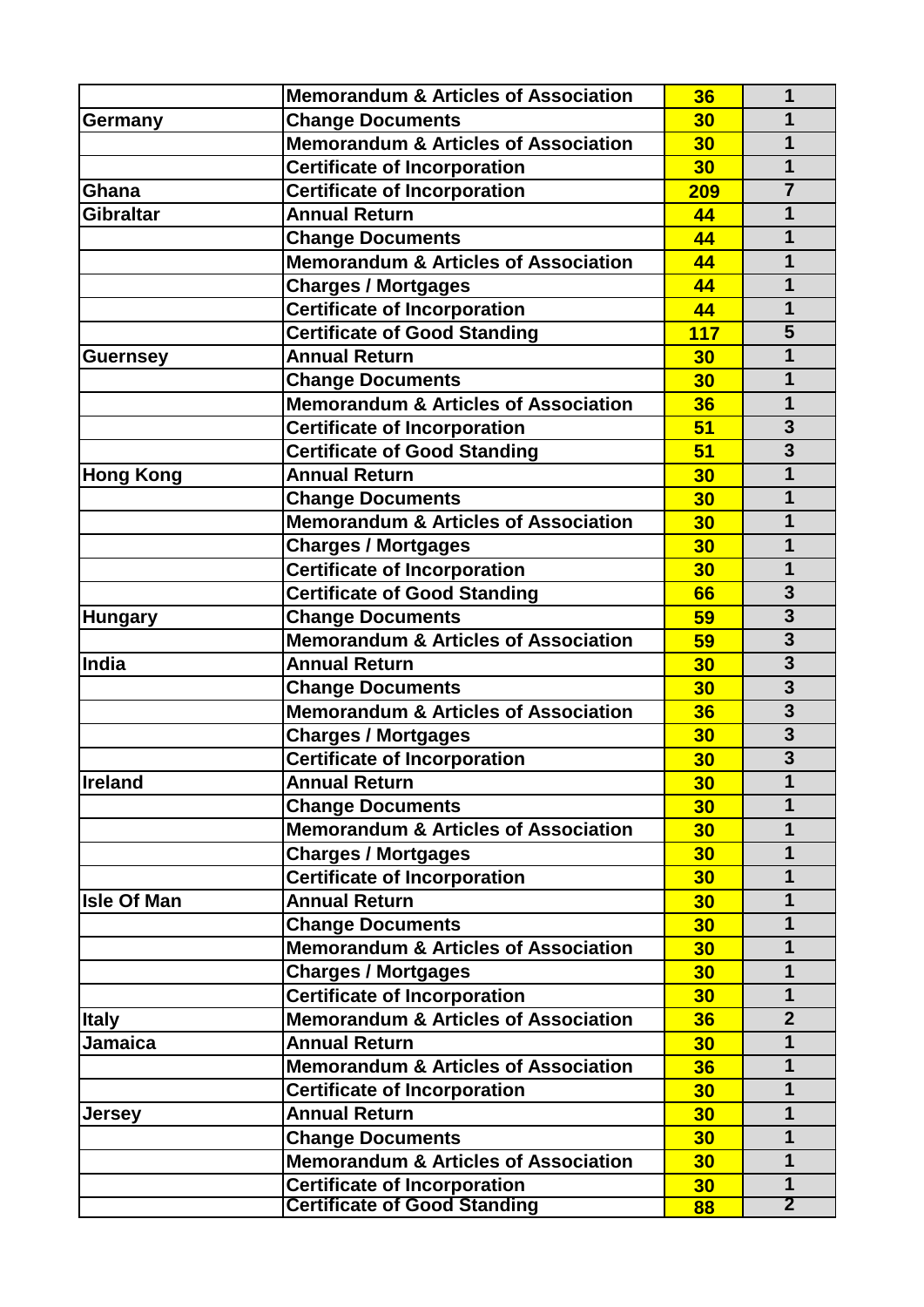| | | | |
|---|---|---|---|
| | **Memorandum & Articles of Association** | **36** | **1** |
| **Germany** | **Change Documents** | **30** | **1** |
| | **Memorandum & Articles of Association** | **30** | **1** |
| | **Certificate of Incorporation** | **30** | **1** |
| **Ghana** | **Certificate of Incorporation** | **209** | **7** |
| **Gibraltar** | **Annual Return** | **44** | **1** |
| | **Change Documents** | **44** | **1** |
| | **Memorandum & Articles of Association** | **44** | **1** |
| | **Charges / Mortgages** | **44** | **1** |
| | **Certificate of Incorporation** | **44** | **1** |
| | **Certificate of Good Standing** | **117** | **5** |
| **Guernsey** | **Annual Return** | **30** | **1** |
| | **Change Documents** | **30** | **1** |
| | **Memorandum & Articles of Association** | **36** | **1** |
| | **Certificate of Incorporation** | **51** | **3** |
| | **Certificate of Good Standing** | **51** | **3** |
| **Hong Kong** | **Annual Return** | **30** | **1** |
| | **Change Documents** | **30** | **1** |
| | **Memorandum & Articles of Association** | **30** | **1** |
| | **Charges / Mortgages** | **30** | **1** |
| | **Certificate of Incorporation** | **30** | **1** |
| | **Certificate of Good Standing** | **66** | **3** |
| **Hungary** | **Change Documents** | **59** | **3** |
| | **Memorandum & Articles of Association** | **59** | **3** |
| **India** | **Annual Return** | **30** | **3** |
| | **Change Documents** | **30** | **3** |
| | **Memorandum & Articles of Association** | **36** | **3** |
| | **Charges / Mortgages** | **30** | **3** |
| | **Certificate of Incorporation** | **30** | **3** |
| **Ireland** | **Annual Return** | **30** | **1** |
| | **Change Documents** | **30** | **1** |
| | **Memorandum & Articles of Association** | **30** | **1** |
| | **Charges / Mortgages** | **30** | **1** |
| | **Certificate of Incorporation** | **30** | **1** |
| **Isle Of Man** | **Annual Return** | **30** | **1** |
| | **Change Documents** | **30** | **1** |
| | **Memorandum & Articles of Association** | **30** | **1** |
| | **Charges / Mortgages** | **30** | **1** |
| | **Certificate of Incorporation** | **30** | **1** |
| **Italy** | **Memorandum & Articles of Association** | **36** | **2** |
| **Jamaica** | **Annual Return** | **30** | **1** |
| | **Memorandum & Articles of Association** | **36** | **1** |
| | **Certificate of Incorporation** | **30** | **1** |
| **Jersey** | **Annual Return** | **30** | **1** |
| | **Change Documents** | **30** | **1** |
| | **Memorandum & Articles of Association** | **30** | **1** |
| | **Certificate of Incorporation** | **30** | **1** |
| | **Certificate of Good Standing** | **88** | **2** |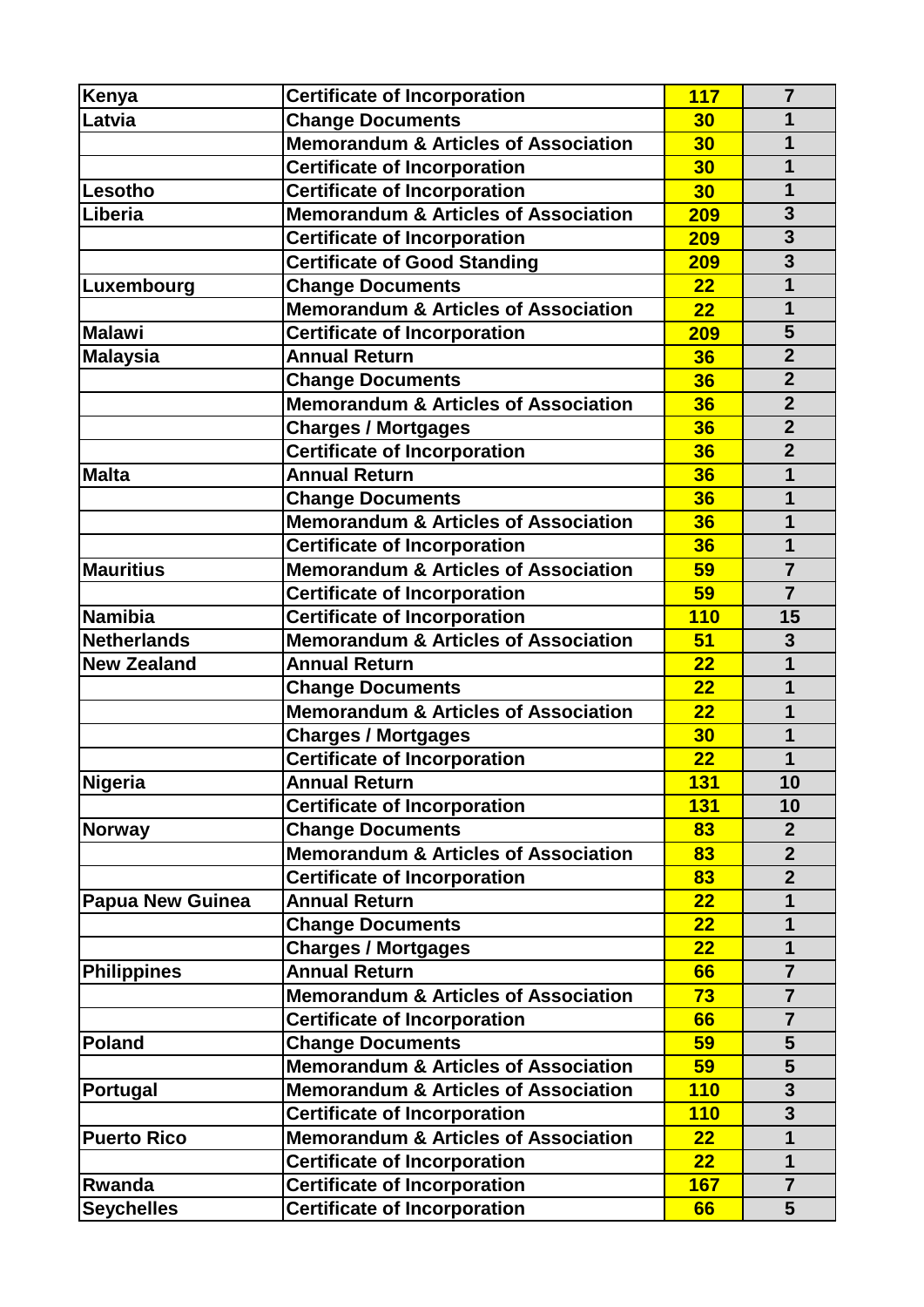| Kenya | Certificate of Incorporation | 117 | 7 |
|---|---|---|---|
| Latvia | Change Documents | 30 | 1 |
| | Memorandum & Articles of Association | 30 | 1 |
| | Certificate of Incorporation | 30 | 1 |
| Lesotho | Certificate of Incorporation | 30 | 1 |
| Liberia | Memorandum & Articles of Association | 209 | 3 |
| | Certificate of Incorporation | 209 | 3 |
| | Certificate of Good Standing | 209 | 3 |
| Luxembourg | Change Documents | 22 | 1 |
| | Memorandum & Articles of Association | 22 | 1 |
| Malawi | Certificate of Incorporation | 209 | 5 |
| Malaysia | Annual Return | 36 | 2 |
| | Change Documents | 36 | 2 |
| | Memorandum & Articles of Association | 36 | 2 |
| | Charges / Mortgages | 36 | 2 |
| | Certificate of Incorporation | 36 | 2 |
| Malta | Annual Return | 36 | 1 |
| | Change Documents | 36 | 1 |
| | Memorandum & Articles of Association | 36 | 1 |
| | Certificate of Incorporation | 36 | 1 |
| Mauritius | Memorandum & Articles of Association | 59 | 7 |
| | Certificate of Incorporation | 59 | 7 |
| Namibia | Certificate of Incorporation | 110 | 15 |
| Netherlands | Memorandum & Articles of Association | 51 | 3 |
| New Zealand | Annual Return | 22 | 1 |
| | Change Documents | 22 | 1 |
| | Memorandum & Articles of Association | 22 | 1 |
| | Charges / Mortgages | 30 | 1 |
| | Certificate of Incorporation | 22 | 1 |
| Nigeria | Annual Return | 131 | 10 |
| | Certificate of Incorporation | 131 | 10 |
| Norway | Change Documents | 83 | 2 |
| | Memorandum & Articles of Association | 83 | 2 |
| | Certificate of Incorporation | 83 | 2 |
| Papua New Guinea | Annual Return | 22 | 1 |
| | Change Documents | 22 | 1 |
| | Charges / Mortgages | 22 | 1 |
| Philippines | Annual Return | 66 | 7 |
| | Memorandum & Articles of Association | 73 | 7 |
| | Certificate of Incorporation | 66 | 7 |
| Poland | Change Documents | 59 | 5 |
| | Memorandum & Articles of Association | 59 | 5 |
| Portugal | Memorandum & Articles of Association | 110 | 3 |
| | Certificate of Incorporation | 110 | 3 |
| Puerto Rico | Memorandum & Articles of Association | 22 | 1 |
| | Certificate of Incorporation | 22 | 1 |
| Rwanda | Certificate of Incorporation | 167 | 7 |
| Seychelles | Certificate of Incorporation | 66 | 5 |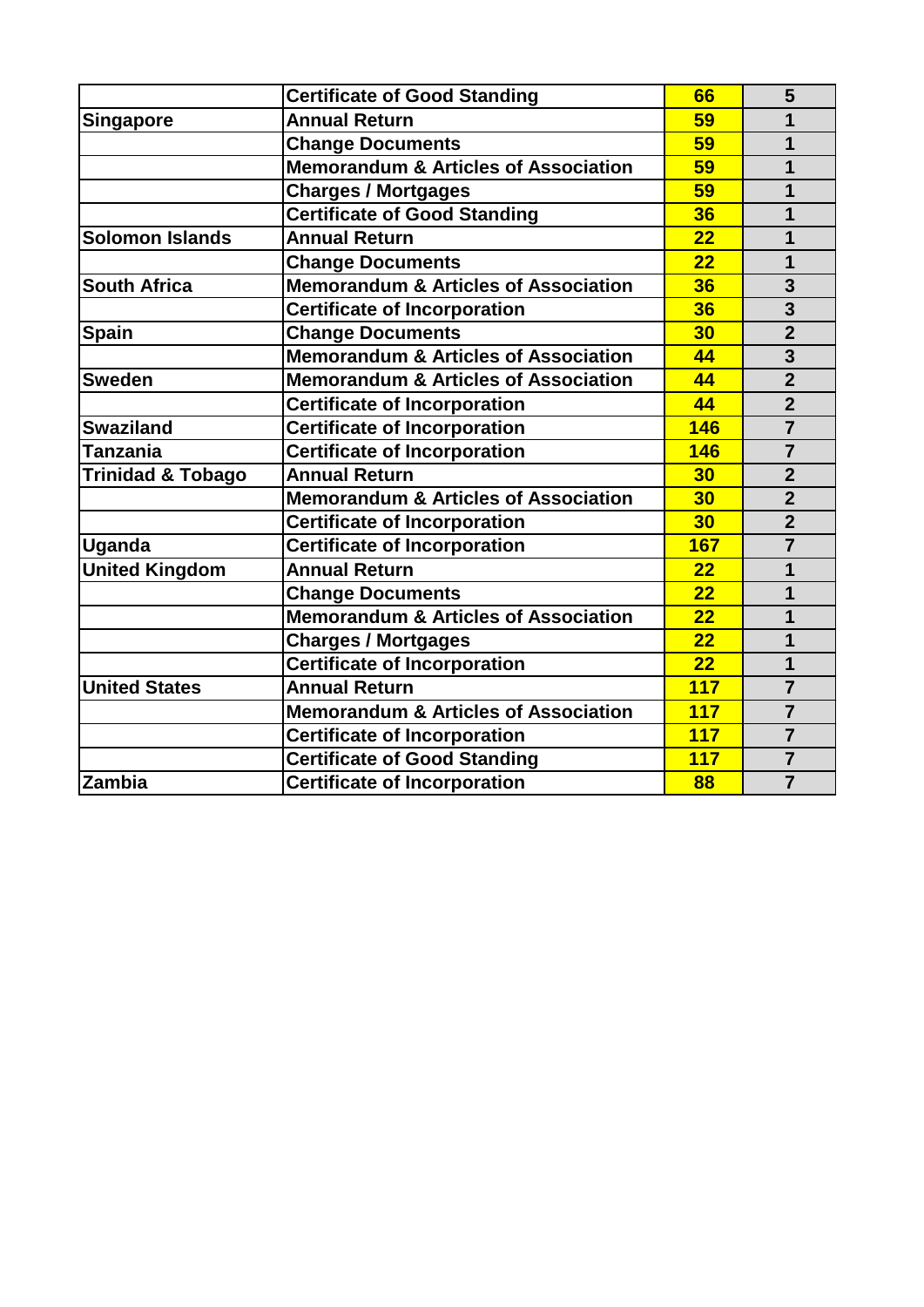| | | | |
|---|---|---|---|
| | **Certificate of Good Standing** | **66** | **5** |
| **Singapore** | **Annual Return** | **59** | **1** |
| | **Change Documents** | **59** | **1** |
| | **Memorandum & Articles of Association** | **59** | **1** |
| | **Charges / Mortgages** | **59** | **1** |
| | **Certificate of Good Standing** | **36** | **1** |
| **Solomon Islands** | **Annual Return** | **22** | **1** |
| | **Change Documents** | **22** | **1** |
| **South Africa** | **Memorandum & Articles of Association** | **36** | **3** |
| | **Certificate of Incorporation** | **36** | **3** |
| **Spain** | **Change Documents** | **30** | **2** |
| | **Memorandum & Articles of Association** | **44** | **3** |
| **Sweden** | **Memorandum & Articles of Association** | **44** | **2** |
| | **Certificate of Incorporation** | **44** | **2** |
| **Swaziland** | **Certificate of Incorporation** | **146** | **7** |
| **Tanzania** | **Certificate of Incorporation** | **146** | **7** |
| **Trinidad & Tobago** | **Annual Return** | **30** | **2** |
| | **Memorandum & Articles of Association** | **30** | **2** |
| | **Certificate of Incorporation** | **30** | **2** |
| **Uganda** | **Certificate of Incorporation** | **167** | **7** |
| **United Kingdom** | **Annual Return** | **22** | **1** |
| | **Change Documents** | **22** | **1** |
| | **Memorandum & Articles of Association** | **22** | **1** |
| | **Charges / Mortgages** | **22** | **1** |
| | **Certificate of Incorporation** | **22** | **1** |
| **United States** | **Annual Return** | **117** | **7** |
| | **Memorandum & Articles of Association** | **117** | **7** |
| | **Certificate of Incorporation** | **117** | **7** |
| | **Certificate of Good Standing** | **117** | **7** |
| **Zambia** | **Certificate of Incorporation** | **88** | **7** |